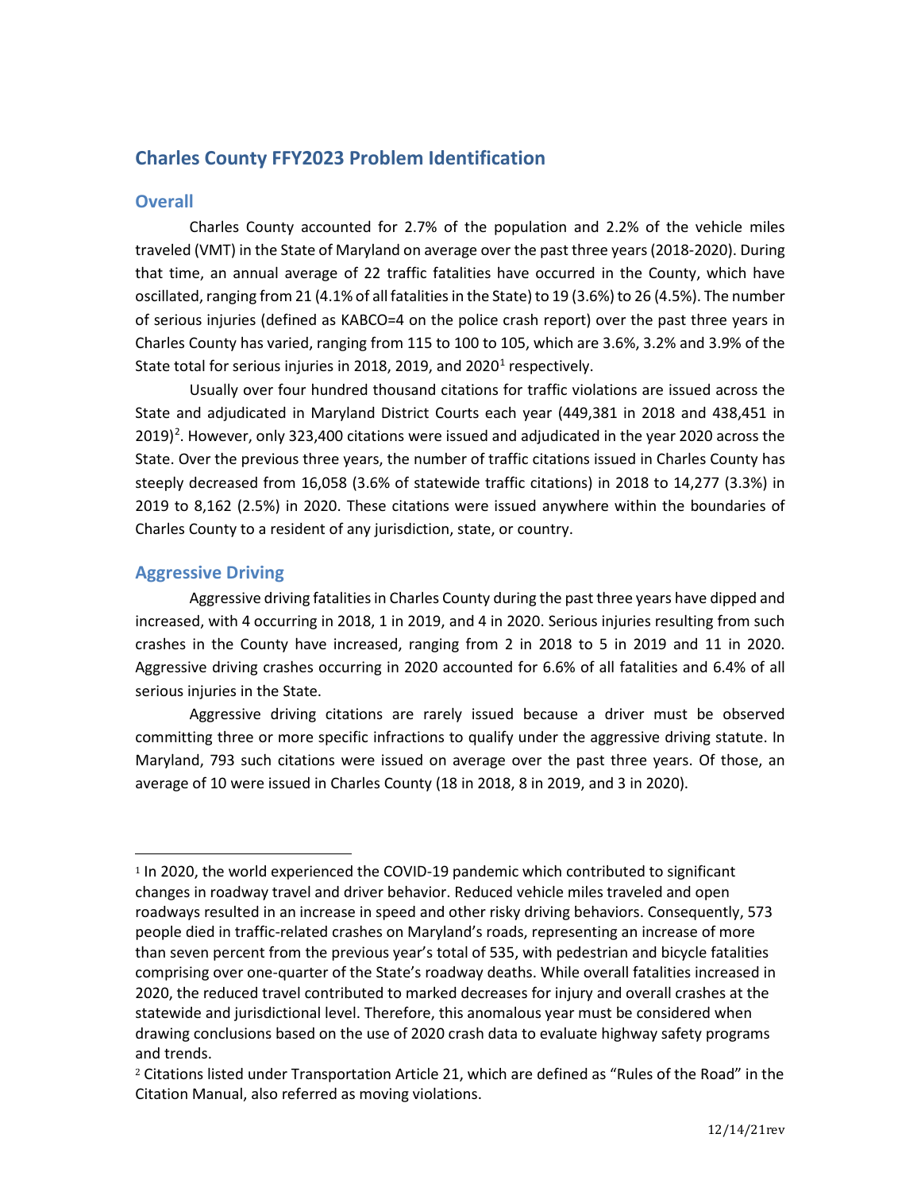## Charles County FFY2023 Problem Identification

### Overall

Charles County accounted for 2.7% of the population and 2.2% of the vehicle miles traveled (VMT) in the State of Maryland on average over the past three years (2018-2020). During that time, an annual average of 22 traffic fatalities have occurred in the County, which have oscillated, ranging from 21 (4.1% of all fatalities in the State) to 19 (3.6%) to 26 (4.5%). The number of serious injuries (defined as KABCO=4 on the police crash report) over the past three years in Charles County has varied, ranging from 115 to 100 to 105, which are 3.6%, 3.2% and 3.9% of the State total for serious injuries in 2018, 2019, and 2020[1] respectively.

Usually over four hundred thousand citations for traffic violations are issued across the State and adjudicated in Maryland District Courts each year (449,381 in 2018 and 438,451 in 2019)[2]. However, only 323,400 citations were issued and adjudicated in the year 2020 across the State. Over the previous three years, the number of traffic citations issued in Charles County has steeply decreased from 16,058 (3.6% of statewide traffic citations) in 2018 to 14,277 (3.3%) in 2019 to 8,162 (2.5%) in 2020. These citations were issued anywhere within the boundaries of Charles County to a resident of any jurisdiction, state, or country.

### Aggressive Driving

Aggressive driving fatalities in Charles County during the past three years have dipped and increased, with 4 occurring in 2018, 1 in 2019, and 4 in 2020. Serious injuries resulting from such crashes in the County have increased, ranging from 2 in 2018 to 5 in 2019 and 11 in 2020. Aggressive driving crashes occurring in 2020 accounted for 6.6% of all fatalities and 6.4% of all serious injuries in the State.

Aggressive driving citations are rarely issued because a driver must be observed committing three or more specific infractions to qualify under the aggressive driving statute. In Maryland, 793 such citations were issued on average over the past three years. Of those, an average of 10 were issued in Charles County (18 in 2018, 8 in 2019, and 3 in 2020).

---

[1] In 2020, the world experienced the COVID-19 pandemic which contributed to significant changes in roadway travel and driver behavior. Reduced vehicle miles traveled and open roadways resulted in an increase in speed and other risky driving behaviors. Consequently, 573 people died in traffic-related crashes on Maryland's roads, representing an increase of more than seven percent from the previous year's total of 535, with pedestrian and bicycle fatalities comprising over one-quarter of the State's roadway deaths. While overall fatalities increased in 2020, the reduced travel contributed to marked decreases for injury and overall crashes at the statewide and jurisdictional level. Therefore, this anomalous year must be considered when drawing conclusions based on the use of 2020 crash data to evaluate highway safety programs and trends.

[2] Citations listed under Transportation Article 21, which are defined as "Rules of the Road" in the Citation Manual, also referred as moving violations.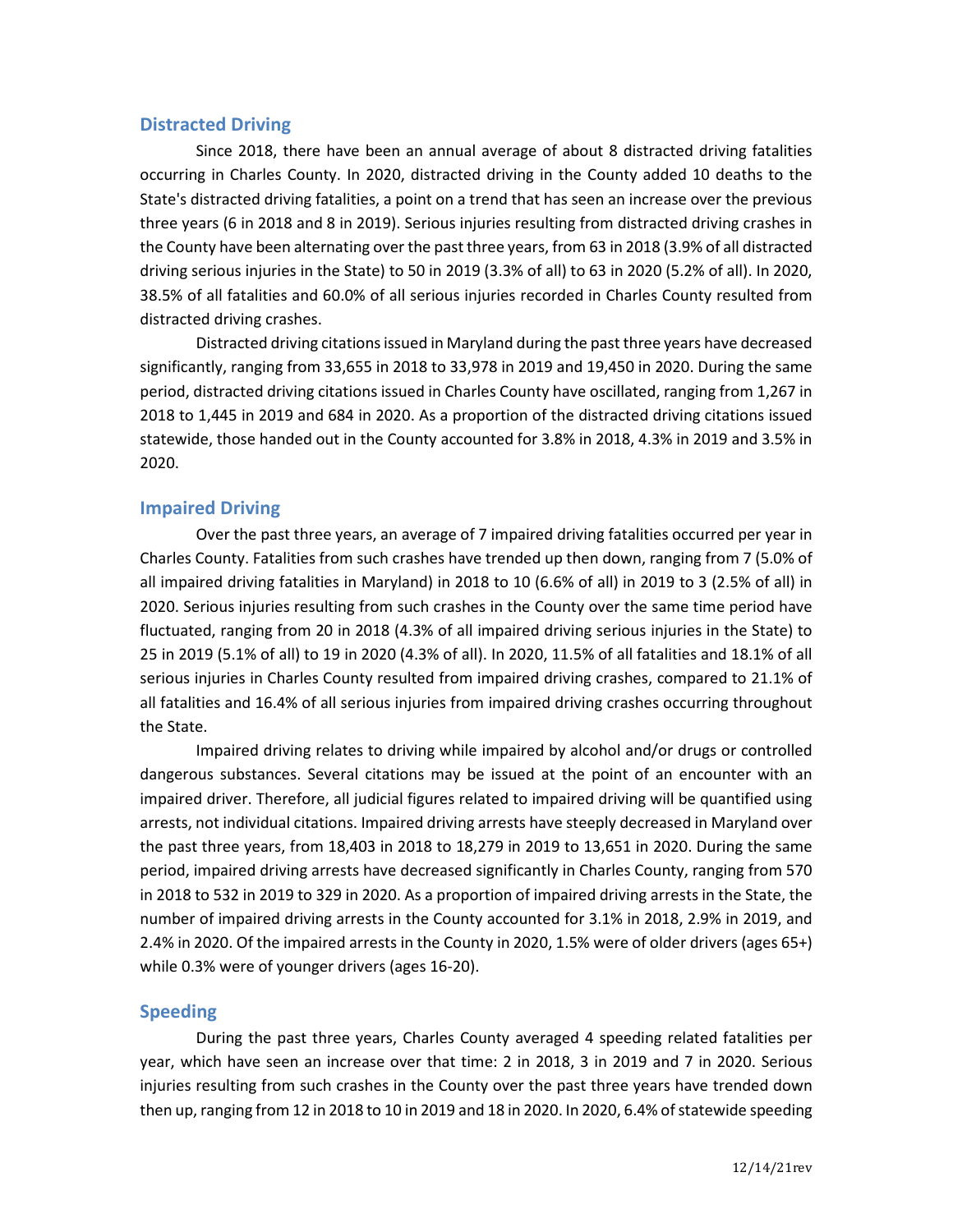## Distracted Driving

Since 2018, there have been an annual average of about 8 distracted driving fatalities occurring in Charles County. In 2020, distracted driving in the County added 10 deaths to the State's distracted driving fatalities, a point on a trend that has seen an increase over the previous three years (6 in 2018 and 8 in 2019). Serious injuries resulting from distracted driving crashes in the County have been alternating over the past three years, from 63 in 2018 (3.9% of all distracted driving serious injuries in the State) to 50 in 2019 (3.3% of all) to 63 in 2020 (5.2% of all). In 2020, 38.5% of all fatalities and 60.0% of all serious injuries recorded in Charles County resulted from distracted driving crashes.

Distracted driving citations issued in Maryland during the past three years have decreased significantly, ranging from 33,655 in 2018 to 33,978 in 2019 and 19,450 in 2020. During the same period, distracted driving citations issued in Charles County have oscillated, ranging from 1,267 in 2018 to 1,445 in 2019 and 684 in 2020. As a proportion of the distracted driving citations issued statewide, those handed out in the County accounted for 3.8% in 2018, 4.3% in 2019 and 3.5% in 2020.

## Impaired Driving

Over the past three years, an average of 7 impaired driving fatalities occurred per year in Charles County. Fatalities from such crashes have trended up then down, ranging from 7 (5.0% of all impaired driving fatalities in Maryland) in 2018 to 10 (6.6% of all) in 2019 to 3 (2.5% of all) in 2020. Serious injuries resulting from such crashes in the County over the same time period have fluctuated, ranging from 20 in 2018 (4.3% of all impaired driving serious injuries in the State) to 25 in 2019 (5.1% of all) to 19 in 2020 (4.3% of all). In 2020, 11.5% of all fatalities and 18.1% of all serious injuries in Charles County resulted from impaired driving crashes, compared to 21.1% of all fatalities and 16.4% of all serious injuries from impaired driving crashes occurring throughout the State.

Impaired driving relates to driving while impaired by alcohol and/or drugs or controlled dangerous substances. Several citations may be issued at the point of an encounter with an impaired driver. Therefore, all judicial figures related to impaired driving will be quantified using arrests, not individual citations. Impaired driving arrests have steeply decreased in Maryland over the past three years, from 18,403 in 2018 to 18,279 in 2019 to 13,651 in 2020. During the same period, impaired driving arrests have decreased significantly in Charles County, ranging from 570 in 2018 to 532 in 2019 to 329 in 2020. As a proportion of impaired driving arrests in the State, the number of impaired driving arrests in the County accounted for 3.1% in 2018, 2.9% in 2019, and 2.4% in 2020. Of the impaired arrests in the County in 2020, 1.5% were of older drivers (ages 65+) while 0.3% were of younger drivers (ages 16-20).

## Speeding

During the past three years, Charles County averaged 4 speeding related fatalities per year, which have seen an increase over that time: 2 in 2018, 3 in 2019 and 7 in 2020. Serious injuries resulting from such crashes in the County over the past three years have trended down then up, ranging from 12 in 2018 to 10 in 2019 and 18 in 2020. In 2020, 6.4% of statewide speeding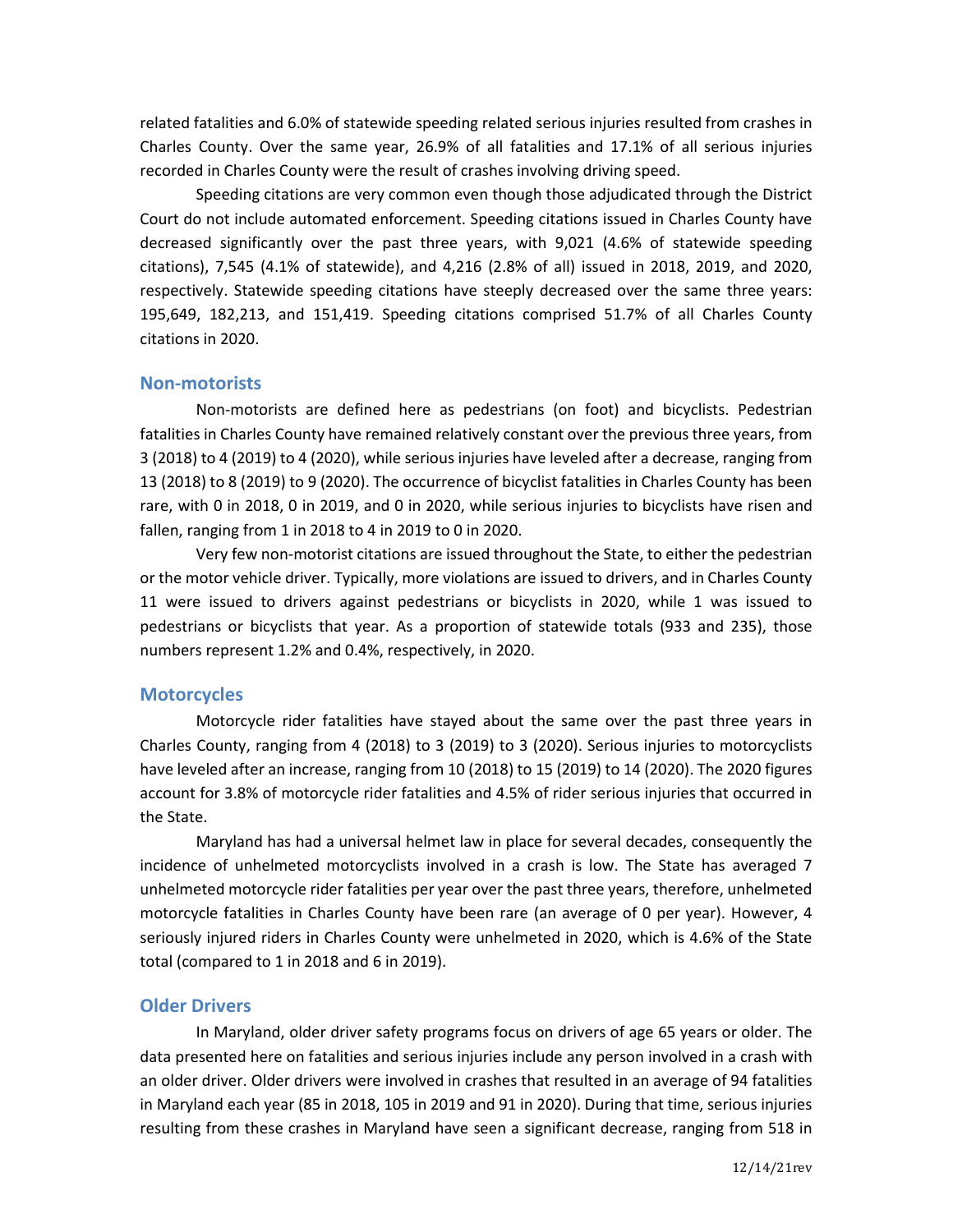related fatalities and 6.0% of statewide speeding related serious injuries resulted from crashes in Charles County. Over the same year, 26.9% of all fatalities and 17.1% of all serious injuries recorded in Charles County were the result of crashes involving driving speed.

Speeding citations are very common even though those adjudicated through the District Court do not include automated enforcement. Speeding citations issued in Charles County have decreased significantly over the past three years, with 9,021 (4.6% of statewide speeding citations), 7,545 (4.1% of statewide), and 4,216 (2.8% of all) issued in 2018, 2019, and 2020, respectively. Statewide speeding citations have steeply decreased over the same three years: 195,649, 182,213, and 151,419. Speeding citations comprised 51.7% of all Charles County citations in 2020.

## Non-motorists

Non-motorists are defined here as pedestrians (on foot) and bicyclists. Pedestrian fatalities in Charles County have remained relatively constant over the previous three years, from 3 (2018) to 4 (2019) to 4 (2020), while serious injuries have leveled after a decrease, ranging from 13 (2018) to 8 (2019) to 9 (2020). The occurrence of bicyclist fatalities in Charles County has been rare, with 0 in 2018, 0 in 2019, and 0 in 2020, while serious injuries to bicyclists have risen and fallen, ranging from 1 in 2018 to 4 in 2019 to 0 in 2020.

Very few non-motorist citations are issued throughout the State, to either the pedestrian or the motor vehicle driver. Typically, more violations are issued to drivers, and in Charles County 11 were issued to drivers against pedestrians or bicyclists in 2020, while 1 was issued to pedestrians or bicyclists that year. As a proportion of statewide totals (933 and 235), those numbers represent 1.2% and 0.4%, respectively, in 2020.

## Motorcycles

Motorcycle rider fatalities have stayed about the same over the past three years in Charles County, ranging from 4 (2018) to 3 (2019) to 3 (2020). Serious injuries to motorcyclists have leveled after an increase, ranging from 10 (2018) to 15 (2019) to 14 (2020). The 2020 figures account for 3.8% of motorcycle rider fatalities and 4.5% of rider serious injuries that occurred in the State.

Maryland has had a universal helmet law in place for several decades, consequently the incidence of unhelmeted motorcyclists involved in a crash is low. The State has averaged 7 unhelmeted motorcycle rider fatalities per year over the past three years, therefore, unhelmeted motorcycle fatalities in Charles County have been rare (an average of 0 per year). However, 4 seriously injured riders in Charles County were unhelmeted in 2020, which is 4.6% of the State total (compared to 1 in 2018 and 6 in 2019).

## Older Drivers

In Maryland, older driver safety programs focus on drivers of age 65 years or older. The data presented here on fatalities and serious injuries include any person involved in a crash with an older driver. Older drivers were involved in crashes that resulted in an average of 94 fatalities in Maryland each year (85 in 2018, 105 in 2019 and 91 in 2020). During that time, serious injuries resulting from these crashes in Maryland have seen a significant decrease, ranging from 518 in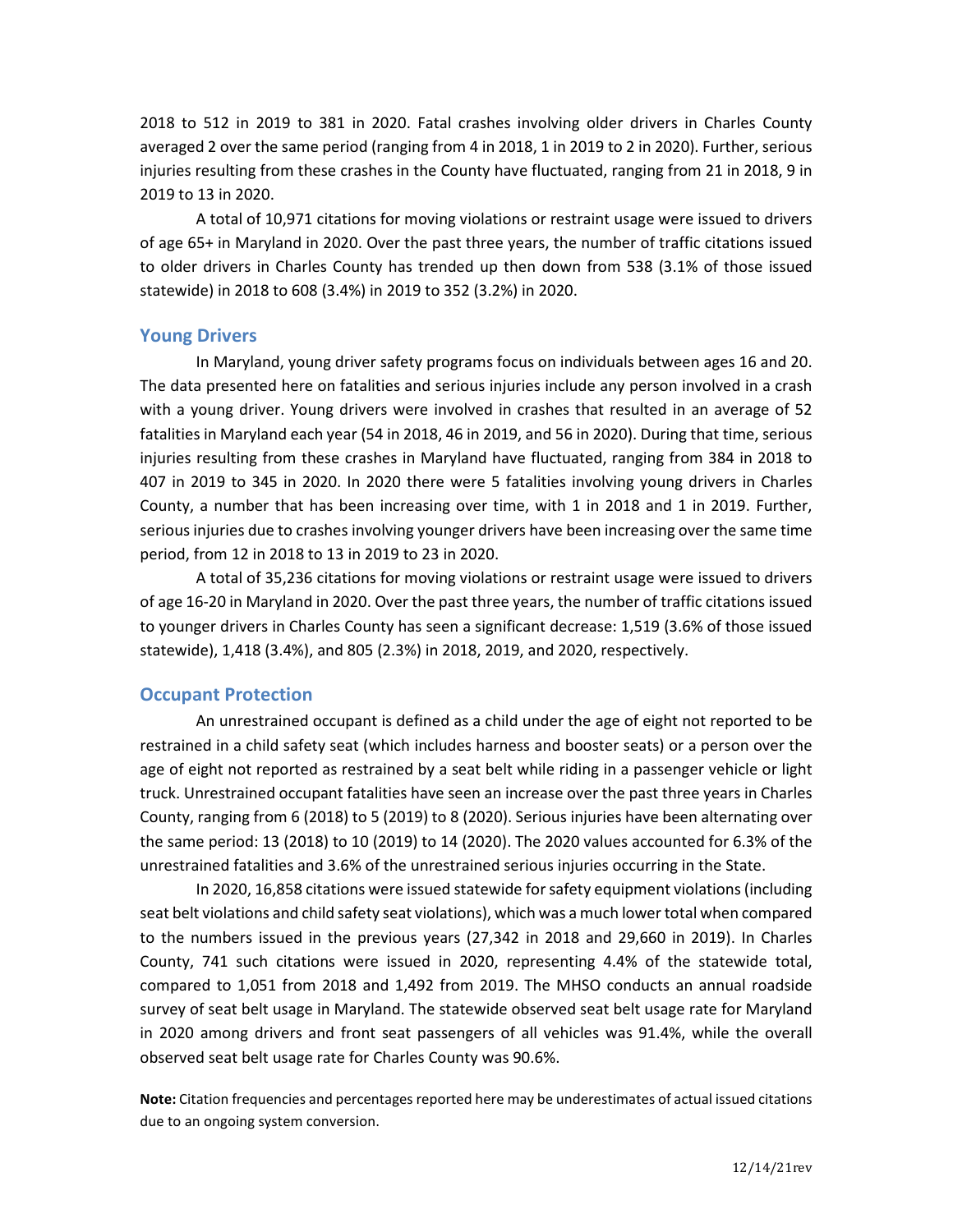2018 to 512 in 2019 to 381 in 2020. Fatal crashes involving older drivers in Charles County averaged 2 over the same period (ranging from 4 in 2018, 1 in 2019 to 2 in 2020). Further, serious injuries resulting from these crashes in the County have fluctuated, ranging from 21 in 2018, 9 in 2019 to 13 in 2020.

A total of 10,971 citations for moving violations or restraint usage were issued to drivers of age 65+ in Maryland in 2020. Over the past three years, the number of traffic citations issued to older drivers in Charles County has trended up then down from 538 (3.1% of those issued statewide) in 2018 to 608 (3.4%) in 2019 to 352 (3.2%) in 2020.

## Young Drivers

In Maryland, young driver safety programs focus on individuals between ages 16 and 20. The data presented here on fatalities and serious injuries include any person involved in a crash with a young driver. Young drivers were involved in crashes that resulted in an average of 52 fatalities in Maryland each year (54 in 2018, 46 in 2019, and 56 in 2020). During that time, serious injuries resulting from these crashes in Maryland have fluctuated, ranging from 384 in 2018 to 407 in 2019 to 345 in 2020. In 2020 there were 5 fatalities involving young drivers in Charles County, a number that has been increasing over time, with 1 in 2018 and 1 in 2019. Further, serious injuries due to crashes involving younger drivers have been increasing over the same time period, from 12 in 2018 to 13 in 2019 to 23 in 2020.

A total of 35,236 citations for moving violations or restraint usage were issued to drivers of age 16-20 in Maryland in 2020. Over the past three years, the number of traffic citations issued to younger drivers in Charles County has seen a significant decrease: 1,519 (3.6% of those issued statewide), 1,418 (3.4%), and 805 (2.3%) in 2018, 2019, and 2020, respectively.

## Occupant Protection

An unrestrained occupant is defined as a child under the age of eight not reported to be restrained in a child safety seat (which includes harness and booster seats) or a person over the age of eight not reported as restrained by a seat belt while riding in a passenger vehicle or light truck. Unrestrained occupant fatalities have seen an increase over the past three years in Charles County, ranging from 6 (2018) to 5 (2019) to 8 (2020). Serious injuries have been alternating over the same period: 13 (2018) to 10 (2019) to 14 (2020). The 2020 values accounted for 6.3% of the unrestrained fatalities and 3.6% of the unrestrained serious injuries occurring in the State.

In 2020, 16,858 citations were issued statewide for safety equipment violations (including seat belt violations and child safety seat violations), which was a much lower total when compared to the numbers issued in the previous years (27,342 in 2018 and 29,660 in 2019). In Charles County, 741 such citations were issued in 2020, representing 4.4% of the statewide total, compared to 1,051 from 2018 and 1,492 from 2019. The MHSO conducts an annual roadside survey of seat belt usage in Maryland. The statewide observed seat belt usage rate for Maryland in 2020 among drivers and front seat passengers of all vehicles was 91.4%, while the overall observed seat belt usage rate for Charles County was 90.6%.

**Note:** Citation frequencies and percentages reported here may be underestimates of actual issued citations due to an ongoing system conversion.

12/14/21rev